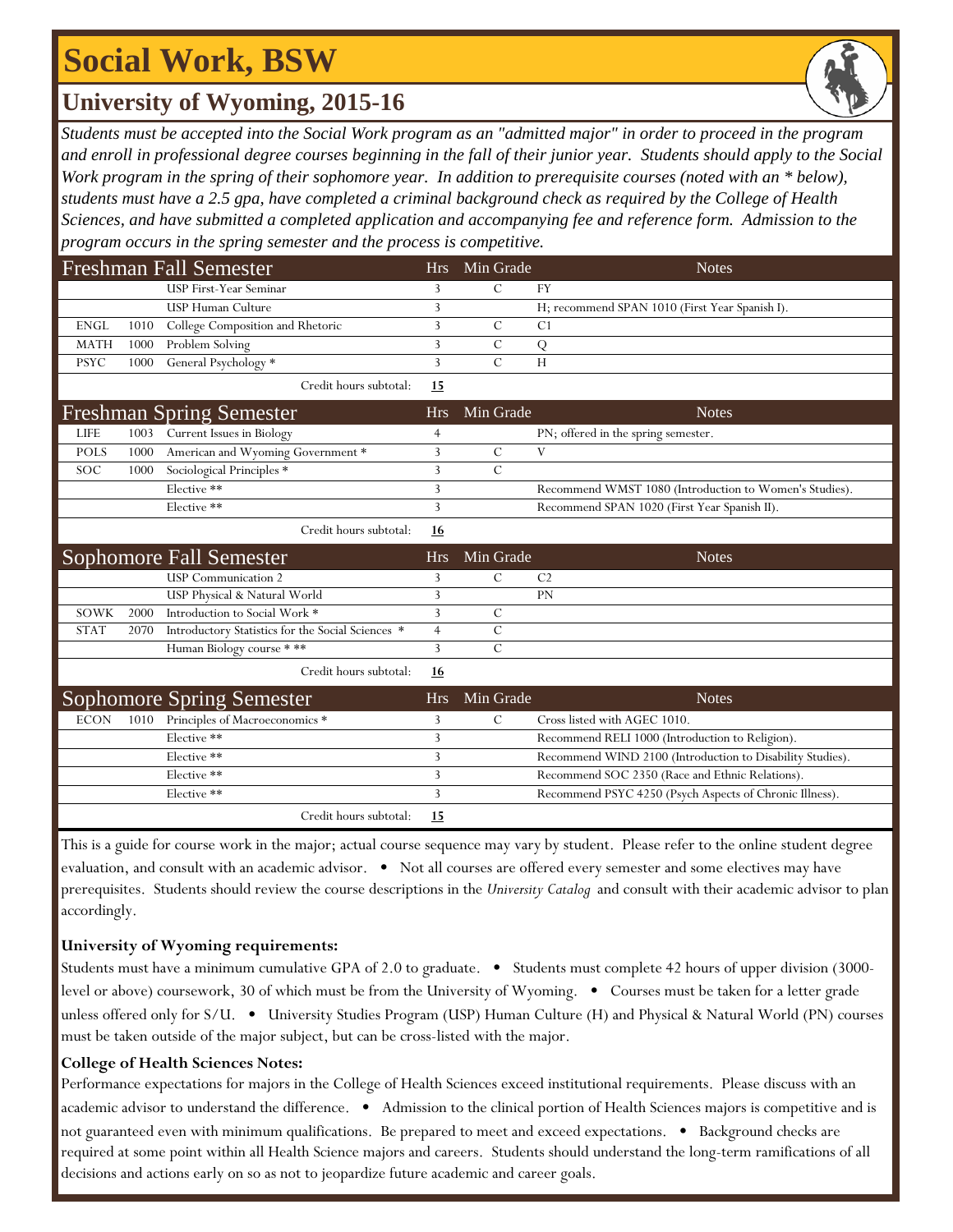# Social Work, BSW

## University of Wyoming, 2015-16

*Students must be accepted into the Social Work program as an "admitted major" in order to proceed in the program and enroll in professional degree courses beginning in the fall of their junior year. Students should apply to the Social Work program in the spring of their sophomore year. In addition to prerequisite courses (noted with an * below), students must have a 2.5 gpa, have completed a criminal background check as required by the College of Health Sciences, and have submitted a completed application and accompanying fee and reference form. Admission to the program occurs in the spring semester and the process is competitive.*

| Freshman Fall Semester | | | Hrs | Min Grade | Notes |
|---|---|---|---|---|---|
| | | USP First-Year Seminar | 3 | C | FY |
| | | USP Human Culture | 3 | | H; recommend SPAN 1010 (First Year Spanish I). |
| ENGL | 1010 | College Composition and Rhetoric | 3 | C | C1 |
| MATH | 1000 | Problem Solving | 3 | C | Q |
| PSYC | 1000 | General Psychology * | 3 | C | H |
| | | Credit hours subtotal: | **15** | | |

| Freshman Spring Semester | | | Hrs | Min Grade | Notes |
|---|---|---|---|---|---|
| LIFE | 1003 | Current Issues in Biology | 4 | | PN; offered in the spring semester. |
| POLS | 1000 | American and Wyoming Government * | 3 | C | V |
| SOC | 1000 | Sociological Principles * | 3 | C | |
| | | Elective ** | 3 | | Recommend WMST 1080 (Introduction to Women's Studies). |
| | | Elective ** | 3 | | Recommend SPAN 1020 (First Year Spanish II). |
| | | Credit hours subtotal: | **16** | | |

| Sophomore Fall Semester | | | Hrs | Min Grade | Notes |
|---|---|---|---|---|---|
| | | USP Communication 2 | 3 | C | C2 |
| | | USP Physical & Natural World | 3 | | PN |
| SOWK | 2000 | Introduction to Social Work * | 3 | C | |
| STAT | 2070 | Introductory Statistics for the Social Sciences * | 4 | C | |
| | | Human Biology course * ** | 3 | C | |
| | | Credit hours subtotal: | **16** | | |

| Sophomore Spring Semester | | | Hrs | Min Grade | Notes |
|---|---|---|---|---|---|
| ECON | 1010 | Principles of Macroeconomics * | 3 | C | Cross listed with AGEC 1010. |
| | | Elective ** | 3 | | Recommend RELI 1000 (Introduction to Religion). |
| | | Elective ** | 3 | | Recommend WIND 2100 (Introduction to Disability Studies). |
| | | Elective ** | 3 | | Recommend SOC 2350 (Race and Ethnic Relations). |
| | | Elective ** | 3 | | Recommend PSYC 4250 (Psych Aspects of Chronic Illness). |
| | | Credit hours subtotal: | **15** | | |

This is a guide for course work in the major; actual course sequence may vary by student. Please refer to the online student degree evaluation, and consult with an academic advisor. • Not all courses are offered every semester and some electives may have prerequisites. Students should review the course descriptions in the *University Catalog* and consult with their academic advisor to plan accordingly.

**University of Wyoming requirements:**

Students must have a minimum cumulative GPA of 2.0 to graduate. • Students must complete 42 hours of upper division (3000-level or above) coursework, 30 of which must be from the University of Wyoming. • Courses must be taken for a letter grade unless offered only for S/U. • University Studies Program (USP) Human Culture (H) and Physical & Natural World (PN) courses must be taken outside of the major subject, but can be cross-listed with the major.

**College of Health Sciences Notes:**

Performance expectations for majors in the College of Health Sciences exceed institutional requirements. Please discuss with an academic advisor to understand the difference. • Admission to the clinical portion of Health Sciences majors is competitive and is not guaranteed even with minimum qualifications. Be prepared to meet and exceed expectations. • Background checks are required at some point within all Health Science majors and careers. Students should understand the long-term ramifications of all decisions and actions early on so as not to jeopardize future academic and career goals.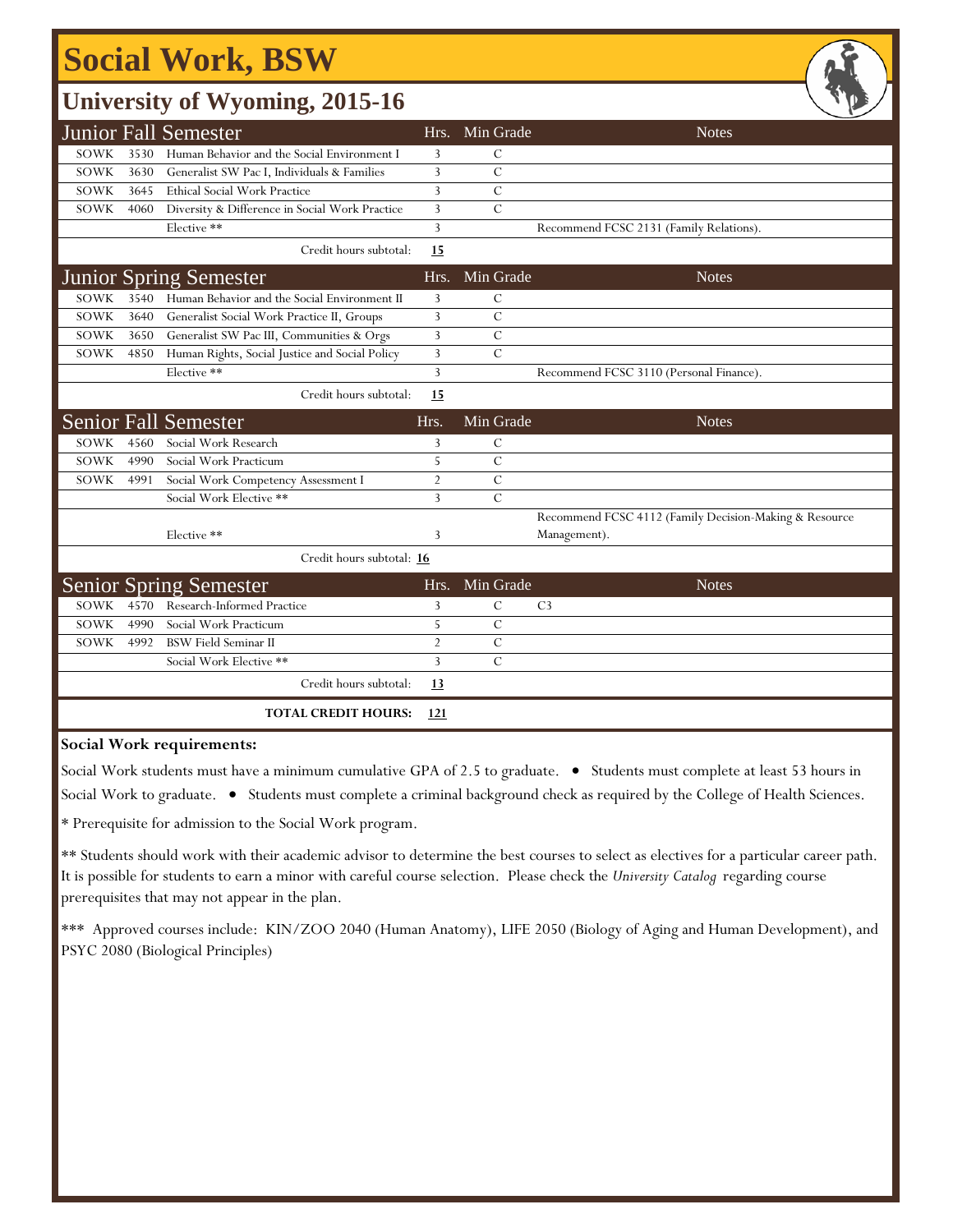# Social Work, BSW

## University of Wyoming, 2015-16

| Junior Fall Semester | | | Hrs. | Min Grade | Notes |
|---|---|---|---|---|---|
| SOWK | 3530 | Human Behavior and the Social Environment I | 3 | C | |
| SOWK | 3630 | Generalist SW Pac I, Individuals & Families | 3 | C | |
| SOWK | 3645 | Ethical Social Work Practice | 3 | C | |
| SOWK | 4060 | Diversity & Difference in Social Work Practice | 3 | C | |
| | | Elective ** | 3 | | Recommend FCSC 2131 (Family Relations). |
| | | Credit hours subtotal: | **15** | | |

| Junior Spring Semester | | | Hrs. | Min Grade | Notes |
|---|---|---|---|---|---|
| SOWK | 3540 | Human Behavior and the Social Environment II | 3 | C | |
| SOWK | 3640 | Generalist Social Work Practice II, Groups | 3 | C | |
| SOWK | 3650 | Generalist SW Pac III, Communities & Orgs | 3 | C | |
| SOWK | 4850 | Human Rights, Social Justice and Social Policy | 3 | C | |
| | | Elective ** | 3 | | Recommend FCSC 3110 (Personal Finance). |
| | | Credit hours subtotal: | **15** | | |

| Senior Fall Semester | | | Hrs. | Min Grade | Notes |
|---|---|---|---|---|---|
| SOWK | 4560 | Social Work Research | 3 | C | |
| SOWK | 4990 | Social Work Practicum | 5 | C | |
| SOWK | 4991 | Social Work Competency Assessment I | 2 | C | |
| | | Social Work Elective ** | 3 | C | |
| | | Elective ** | 3 | | Recommend FCSC 4112 (Family Decision-Making & Resource Management). |
| | | Credit hours subtotal: | **16** | | |

| Senior Spring Semester | | | Hrs. | Min Grade | Notes |
|---|---|---|---|---|---|
| SOWK | 4570 | Research-Informed Practice | 3 | C | C3 |
| SOWK | 4990 | Social Work Practicum | 5 | C | |
| SOWK | 4992 | BSW Field Seminar II | 2 | C | |
| | | Social Work Elective ** | 3 | C | |
| | | Credit hours subtotal: | **13** | | |
| | | **TOTAL CREDIT HOURS:** | **121** | | |

**Social Work requirements:**

Social Work students must have a minimum cumulative GPA of 2.5 to graduate. • Students must complete at least 53 hours in Social Work to graduate. • Students must complete a criminal background check as required by the College of Health Sciences.

* Prerequisite for admission to the Social Work program.

** Students should work with their academic advisor to determine the best courses to select as electives for a particular career path. It is possible for students to earn a minor with careful course selection. Please check the *University Catalog* regarding course prerequisites that may not appear in the plan.

*** Approved courses include: KIN/ZOO 2040 (Human Anatomy), LIFE 2050 (Biology of Aging and Human Development), and PSYC 2080 (Biological Principles)